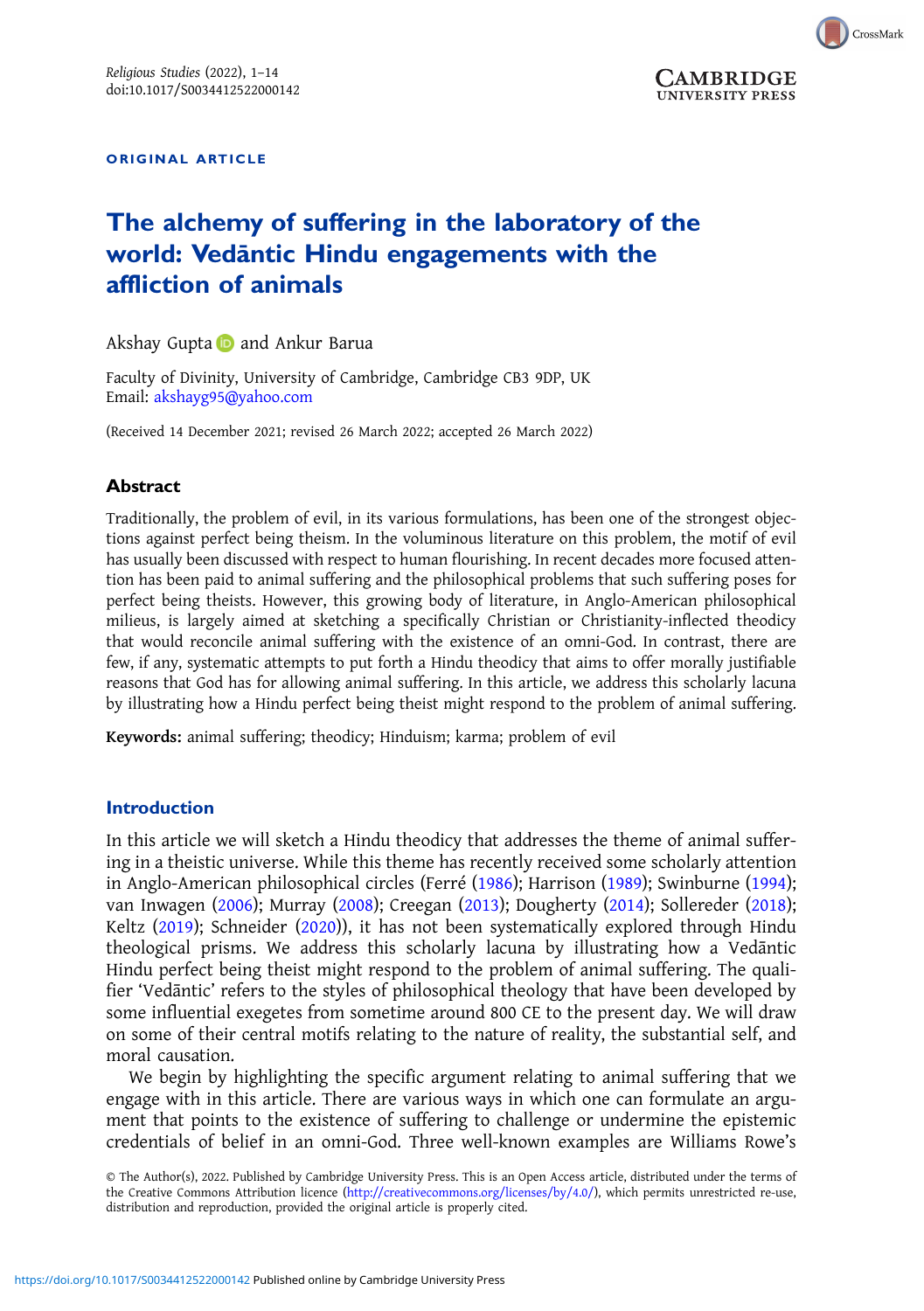ORIGINAL ARTICLE

# The alchemy of suffering in the laboratory of the world: Vedāntic Hindu engagements with the affliction of animals

Akshay Gupta and Ankur Barua

Faculty of Divinity, University of Cambridge, Cambridge CB3 9DP, UK
Email: akshayg95@yahoo.com

(Received 14 December 2021; revised 26 March 2022; accepted 26 March 2022)

## Abstract

Traditionally, the problem of evil, in its various formulations, has been one of the strongest objections against perfect being theism. In the voluminous literature on this problem, the motif of evil has usually been discussed with respect to human flourishing. In recent decades more focused attention has been paid to animal suffering and the philosophical problems that such suffering poses for perfect being theists. However, this growing body of literature, in Anglo-American philosophical milieus, is largely aimed at sketching a specifically Christian or Christianity-inflected theodicy that would reconcile animal suffering with the existence of an omni-God. In contrast, there are few, if any, systematic attempts to put forth a Hindu theodicy that aims to offer morally justifiable reasons that God has for allowing animal suffering. In this article, we address this scholarly lacuna by illustrating how a Hindu perfect being theist might respond to the problem of animal suffering.

**Keywords:** animal suffering; theodicy; Hinduism; karma; problem of evil

## Introduction

In this article we will sketch a Hindu theodicy that addresses the theme of animal suffering in a theistic universe. While this theme has recently received some scholarly attention in Anglo-American philosophical circles (Ferré (1986); Harrison (1989); Swinburne (1994); van Inwagen (2006); Murray (2008); Creegan (2013); Dougherty (2014); Sollereder (2018); Keltz (2019); Schneider (2020)), it has not been systematically explored through Hindu theological prisms. We address this scholarly lacuna by illustrating how a Vedāntic Hindu perfect being theist might respond to the problem of animal suffering. The qualifier 'Vedāntic' refers to the styles of philosophical theology that have been developed by some influential exegetes from sometime around 800 CE to the present day. We will draw on some of their central motifs relating to the nature of reality, the substantial self, and moral causation.

We begin by highlighting the specific argument relating to animal suffering that we engage with in this article. There are various ways in which one can formulate an argument that points to the existence of suffering to challenge or undermine the epistemic credentials of belief in an omni-God. Three well-known examples are Williams Rowe's

© The Author(s), 2022. Published by Cambridge University Press. This is an Open Access article, distributed under the terms of the Creative Commons Attribution licence (http://creativecommons.org/licenses/by/4.0/), which permits unrestricted re-use, distribution and reproduction, provided the original article is properly cited.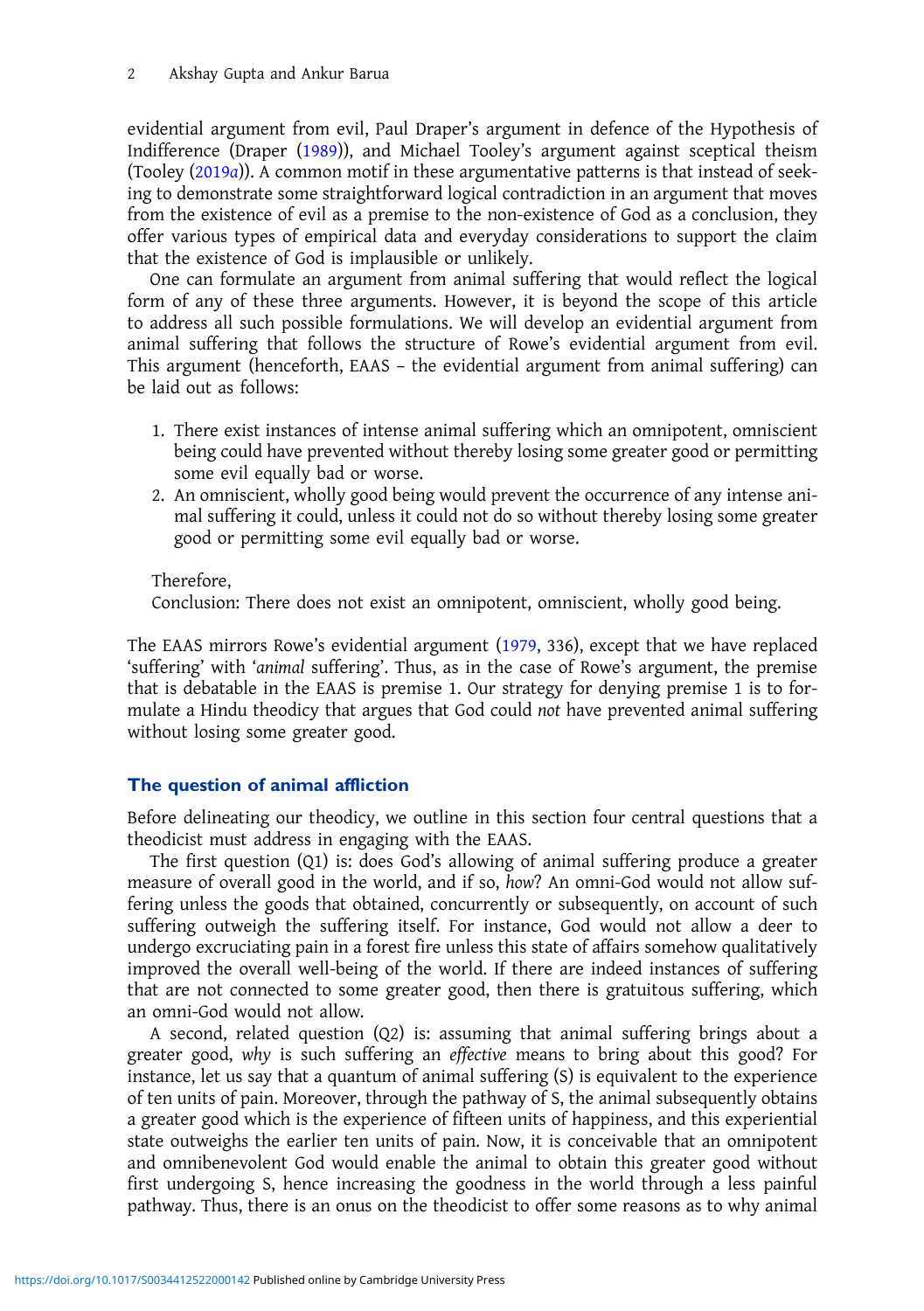evidential argument from evil, Paul Draper's argument in defence of the Hypothesis of Indifference (Draper (1989)), and Michael Tooley's argument against sceptical theism (Tooley (2019*a*)). A common motif in these argumentative patterns is that instead of seeking to demonstrate some straightforward logical contradiction in an argument that moves from the existence of evil as a premise to the non-existence of God as a conclusion, they offer various types of empirical data and everyday considerations to support the claim that the existence of God is implausible or unlikely.

One can formulate an argument from animal suffering that would reflect the logical form of any of these three arguments. However, it is beyond the scope of this article to address all such possible formulations. We will develop an evidential argument from animal suffering that follows the structure of Rowe's evidential argument from evil. This argument (henceforth, EAAS – the evidential argument from animal suffering) can be laid out as follows:

1. There exist instances of intense animal suffering which an omnipotent, omniscient being could have prevented without thereby losing some greater good or permitting some evil equally bad or worse.
2. An omniscient, wholly good being would prevent the occurrence of any intense animal suffering it could, unless it could not do so without thereby losing some greater good or permitting some evil equally bad or worse.

Therefore,
Conclusion: There does not exist an omnipotent, omniscient, wholly good being.

The EAAS mirrors Rowe's evidential argument (1979, 336), except that we have replaced 'suffering' with '*animal* suffering'. Thus, as in the case of Rowe's argument, the premise that is debatable in the EAAS is premise 1. Our strategy for denying premise 1 is to formulate a Hindu theodicy that argues that God could *not* have prevented animal suffering without losing some greater good.

## The question of animal affliction

Before delineating our theodicy, we outline in this section four central questions that a theodicist must address in engaging with the EAAS.

The first question (Q1) is: does God's allowing of animal suffering produce a greater measure of overall good in the world, and if so, *how*? An omni-God would not allow suffering unless the goods that obtained, concurrently or subsequently, on account of such suffering outweigh the suffering itself. For instance, God would not allow a deer to undergo excruciating pain in a forest fire unless this state of affairs somehow qualitatively improved the overall well-being of the world. If there are indeed instances of suffering that are not connected to some greater good, then there is gratuitous suffering, which an omni-God would not allow.

A second, related question (Q2) is: assuming that animal suffering brings about a greater good, *why* is such suffering an *effective* means to bring about this good? For instance, let us say that a quantum of animal suffering (S) is equivalent to the experience of ten units of pain. Moreover, through the pathway of S, the animal subsequently obtains a greater good which is the experience of fifteen units of happiness, and this experiential state outweighs the earlier ten units of pain. Now, it is conceivable that an omnipotent and omnibenevolent God would enable the animal to obtain this greater good without first undergoing S, hence increasing the goodness in the world through a less painful pathway. Thus, there is an onus on the theodicist to offer some reasons as to why animal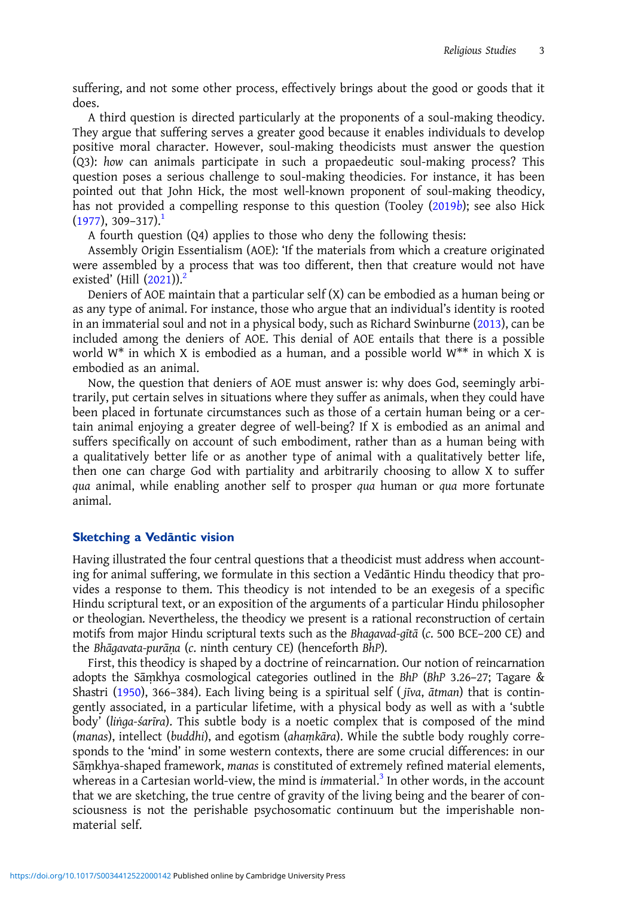suffering, and not some other process, effectively brings about the good or goods that it does.

A third question is directed particularly at the proponents of a soul-making theodicy. They argue that suffering serves a greater good because it enables individuals to develop positive moral character. However, soul-making theodicists must answer the question (Q3): *how* can animals participate in such a propaedeutic soul-making process? This question poses a serious challenge to soul-making theodicies. For instance, it has been pointed out that John Hick, the most well-known proponent of soul-making theodicy, has not provided a compelling response to this question (Tooley (2019*b*); see also Hick (1977), 309–317).[1]

A fourth question (Q4) applies to those who deny the following thesis:

Assembly Origin Essentialism (AOE): 'If the materials from which a creature originated were assembled by a process that was too different, then that creature would not have existed' (Hill (2021)).[2]

Deniers of AOE maintain that a particular self (X) can be embodied as a human being or as any type of animal. For instance, those who argue that an individual's identity is rooted in an immaterial soul and not in a physical body, such as Richard Swinburne (2013), can be included among the deniers of AOE. This denial of AOE entails that there is a possible world W* in which X is embodied as a human, and a possible world W** in which X is embodied as an animal.

Now, the question that deniers of AOE must answer is: why does God, seemingly arbitrarily, put certain selves in situations where they suffer as animals, when they could have been placed in fortunate circumstances such as those of a certain human being or a certain animal enjoying a greater degree of well-being? If X is embodied as an animal and suffers specifically on account of such embodiment, rather than as a human being with a qualitatively better life or as another type of animal with a qualitatively better life, then one can charge God with partiality and arbitrarily choosing to allow X to suffer *qua* animal, while enabling another self to prosper *qua* human or *qua* more fortunate animal.

## Sketching a Vedāntic vision

Having illustrated the four central questions that a theodicist must address when accounting for animal suffering, we formulate in this section a Vedāntic Hindu theodicy that provides a response to them. This theodicy is not intended to be an exegesis of a specific Hindu scriptural text, or an exposition of the arguments of a particular Hindu philosopher or theologian. Nevertheless, the theodicy we present is a rational reconstruction of certain motifs from major Hindu scriptural texts such as the *Bhagavad-gītā* (*c.* 500 BCE–200 CE) and the *Bhāgavata-purāṇa* (*c.* ninth century CE) (henceforth *BhP*).

First, this theodicy is shaped by a doctrine of reincarnation. Our notion of reincarnation adopts the Sāṃkhya cosmological categories outlined in the *BhP* (*BhP* 3.26–27; Tagare & Shastri (1950), 366–384). Each living being is a spiritual self (*jīva*, *ātman*) that is contingently associated, in a particular lifetime, with a physical body as well as with a 'subtle body' (*liṅga-śarīra*). This subtle body is a noetic complex that is composed of the mind (*manas*), intellect (*buddhi*), and egotism (*ahaṃkāra*). While the subtle body roughly corresponds to the 'mind' in some western contexts, there are some crucial differences: in our Sāṃkhya-shaped framework, *manas* is constituted of extremely refined material elements, whereas in a Cartesian world-view, the mind is *im*material.[3] In other words, in the account that we are sketching, the true centre of gravity of the living being and the bearer of consciousness is not the perishable psychosomatic continuum but the imperishable non-material self.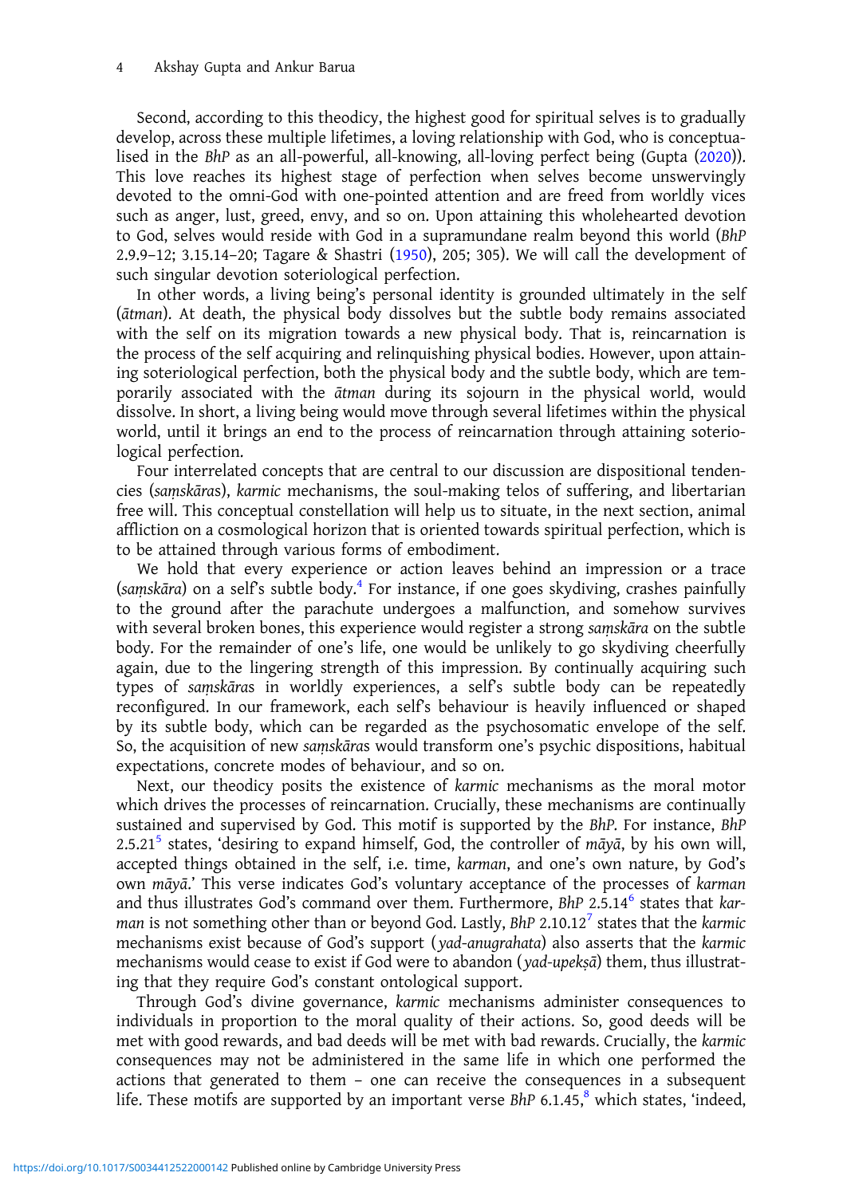Second, according to this theodicy, the highest good for spiritual selves is to gradually develop, across these multiple lifetimes, a loving relationship with God, who is conceptualised in the *BhP* as an all-powerful, all-knowing, all-loving perfect being (Gupta (2020)). This love reaches its highest stage of perfection when selves become unswervingly devoted to the omni-God with one-pointed attention and are freed from worldly vices such as anger, lust, greed, envy, and so on. Upon attaining this wholehearted devotion to God, selves would reside with God in a supramundane realm beyond this world (*BhP* 2.9.9–12; 3.15.14–20; Tagare & Shastri (1950), 205; 305). We will call the development of such singular devotion soteriological perfection.

In other words, a living being's personal identity is grounded ultimately in the self (*ātman*). At death, the physical body dissolves but the subtle body remains associated with the self on its migration towards a new physical body. That is, reincarnation is the process of the self acquiring and relinquishing physical bodies. However, upon attaining soteriological perfection, both the physical body and the subtle body, which are temporarily associated with the *ātman* during its sojourn in the physical world, would dissolve. In short, a living being would move through several lifetimes within the physical world, until it brings an end to the process of reincarnation through attaining soteriological perfection.

Four interrelated concepts that are central to our discussion are dispositional tendencies (*saṃskāras*), *karmic* mechanisms, the soul-making telos of suffering, and libertarian free will. This conceptual constellation will help us to situate, in the next section, animal affliction on a cosmological horizon that is oriented towards spiritual perfection, which is to be attained through various forms of embodiment.

We hold that every experience or action leaves behind an impression or a trace (*saṃskāra*) on a self's subtle body.[4] For instance, if one goes skydiving, crashes painfully to the ground after the parachute undergoes a malfunction, and somehow survives with several broken bones, this experience would register a strong *saṃskāra* on the subtle body. For the remainder of one's life, one would be unlikely to go skydiving cheerfully again, due to the lingering strength of this impression. By continually acquiring such types of *saṃskāra*s in worldly experiences, a self's subtle body can be repeatedly reconfigured. In our framework, each self's behaviour is heavily influenced or shaped by its subtle body, which can be regarded as the psychosomatic envelope of the self. So, the acquisition of new *saṃskāra*s would transform one's psychic dispositions, habitual expectations, concrete modes of behaviour, and so on.

Next, our theodicy posits the existence of *karmic* mechanisms as the moral motor which drives the processes of reincarnation. Crucially, these mechanisms are continually sustained and supervised by God. This motif is supported by the *BhP*. For instance, *BhP* 2.5.21[5] states, 'desiring to expand himself, God, the controller of *māyā*, by his own will, accepted things obtained in the self, i.e. time, *karman*, and one's own nature, by God's own *māyā*.' This verse indicates God's voluntary acceptance of the processes of *karman* and thus illustrates God's command over them. Furthermore, *BhP* 2.5.14[6] states that *karman* is not something other than or beyond God. Lastly, *BhP* 2.10.12[7] states that the *karmic* mechanisms exist because of God's support (*yad-anugrahata*) also asserts that the *karmic* mechanisms would cease to exist if God were to abandon (*yad-upekṣā*) them, thus illustrating that they require God's constant ontological support.

Through God's divine governance, *karmic* mechanisms administer consequences to individuals in proportion to the moral quality of their actions. So, good deeds will be met with good rewards, and bad deeds will be met with bad rewards. Crucially, the *karmic* consequences may not be administered in the same life in which one performed the actions that generated to them – one can receive the consequences in a subsequent life. These motifs are supported by an important verse *BhP* 6.1.45,[8] which states, 'indeed,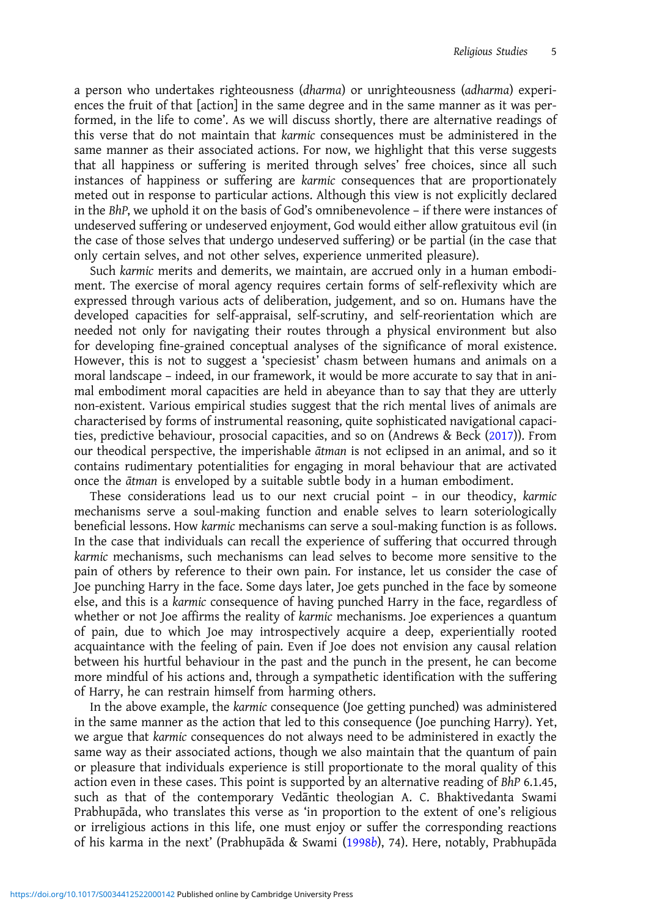a person who undertakes righteousness (*dharma*) or unrighteousness (*adharma*) experiences the fruit of that [action] in the same degree and in the same manner as it was performed, in the life to come'. As we will discuss shortly, there are alternative readings of this verse that do not maintain that *karmic* consequences must be administered in the same manner as their associated actions. For now, we highlight that this verse suggests that all happiness or suffering is merited through selves' free choices, since all such instances of happiness or suffering are *karmic* consequences that are proportionately meted out in response to particular actions. Although this view is not explicitly declared in the *BhP*, we uphold it on the basis of God's omnibenevolence – if there were instances of undeserved suffering or undeserved enjoyment, God would either allow gratuitous evil (in the case of those selves that undergo undeserved suffering) or be partial (in the case that only certain selves, and not other selves, experience unmerited pleasure).

Such *karmic* merits and demerits, we maintain, are accrued only in a human embodiment. The exercise of moral agency requires certain forms of self-reflexivity which are expressed through various acts of deliberation, judgement, and so on. Humans have the developed capacities for self-appraisal, self-scrutiny, and self-reorientation which are needed not only for navigating their routes through a physical environment but also for developing fine-grained conceptual analyses of the significance of moral existence. However, this is not to suggest a 'speciesist' chasm between humans and animals on a moral landscape – indeed, in our framework, it would be more accurate to say that in animal embodiment moral capacities are held in abeyance than to say that they are utterly non-existent. Various empirical studies suggest that the rich mental lives of animals are characterised by forms of instrumental reasoning, quite sophisticated navigational capacities, predictive behaviour, prosocial capacities, and so on (Andrews & Beck (2017)). From our theodical perspective, the imperishable *ātman* is not eclipsed in an animal, and so it contains rudimentary potentialities for engaging in moral behaviour that are activated once the *ātman* is enveloped by a suitable subtle body in a human embodiment.

These considerations lead us to our next crucial point – in our theodicy, *karmic* mechanisms serve a soul-making function and enable selves to learn soteriologically beneficial lessons. How *karmic* mechanisms can serve a soul-making function is as follows. In the case that individuals can recall the experience of suffering that occurred through *karmic* mechanisms, such mechanisms can lead selves to become more sensitive to the pain of others by reference to their own pain. For instance, let us consider the case of Joe punching Harry in the face. Some days later, Joe gets punched in the face by someone else, and this is a *karmic* consequence of having punched Harry in the face, regardless of whether or not Joe affirms the reality of *karmic* mechanisms. Joe experiences a quantum of pain, due to which Joe may introspectively acquire a deep, experientially rooted acquaintance with the feeling of pain. Even if Joe does not envision any causal relation between his hurtful behaviour in the past and the punch in the present, he can become more mindful of his actions and, through a sympathetic identification with the suffering of Harry, he can restrain himself from harming others.

In the above example, the *karmic* consequence (Joe getting punched) was administered in the same manner as the action that led to this consequence (Joe punching Harry). Yet, we argue that *karmic* consequences do not always need to be administered in exactly the same way as their associated actions, though we also maintain that the quantum of pain or pleasure that individuals experience is still proportionate to the moral quality of this action even in these cases. This point is supported by an alternative reading of *BhP* 6.1.45, such as that of the contemporary Vedāntic theologian A. C. Bhaktivedanta Swami Prabhupāda, who translates this verse as 'in proportion to the extent of one's religious or irreligious actions in this life, one must enjoy or suffer the corresponding reactions of his karma in the next' (Prabhupāda & Swami (1998*b*), 74). Here, notably, Prabhupāda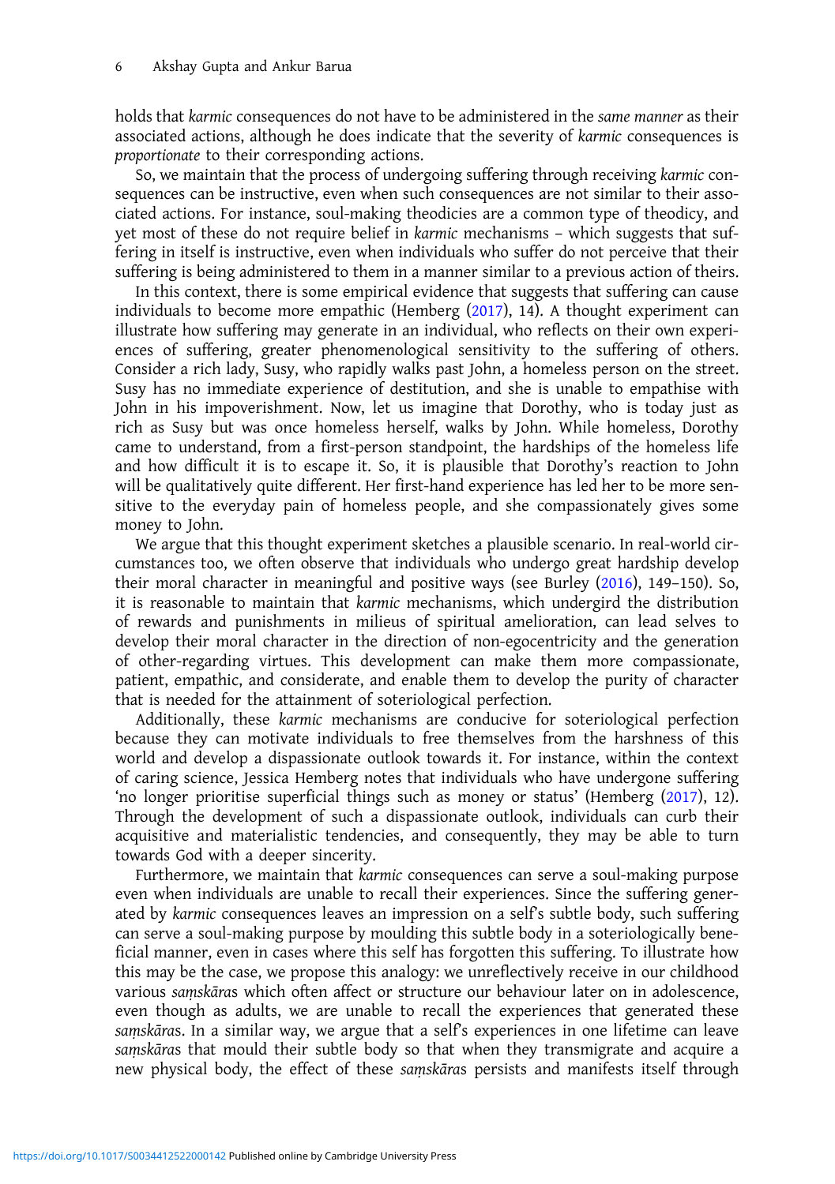holds that *karmic* consequences do not have to be administered in the *same manner* as their associated actions, although he does indicate that the severity of *karmic* consequences is *proportionate* to their corresponding actions.

So, we maintain that the process of undergoing suffering through receiving *karmic* consequences can be instructive, even when such consequences are not similar to their associated actions. For instance, soul-making theodicies are a common type of theodicy, and yet most of these do not require belief in *karmic* mechanisms – which suggests that suffering in itself is instructive, even when individuals who suffer do not perceive that their suffering is being administered to them in a manner similar to a previous action of theirs.

In this context, there is some empirical evidence that suggests that suffering can cause individuals to become more empathic (Hemberg (2017), 14). A thought experiment can illustrate how suffering may generate in an individual, who reflects on their own experiences of suffering, greater phenomenological sensitivity to the suffering of others. Consider a rich lady, Susy, who rapidly walks past John, a homeless person on the street. Susy has no immediate experience of destitution, and she is unable to empathise with John in his impoverishment. Now, let us imagine that Dorothy, who is today just as rich as Susy but was once homeless herself, walks by John. While homeless, Dorothy came to understand, from a first-person standpoint, the hardships of the homeless life and how difficult it is to escape it. So, it is plausible that Dorothy's reaction to John will be qualitatively quite different. Her first-hand experience has led her to be more sensitive to the everyday pain of homeless people, and she compassionately gives some money to John.

We argue that this thought experiment sketches a plausible scenario. In real-world circumstances too, we often observe that individuals who undergo great hardship develop their moral character in meaningful and positive ways (see Burley (2016), 149–150). So, it is reasonable to maintain that *karmic* mechanisms, which undergird the distribution of rewards and punishments in milieus of spiritual amelioration, can lead selves to develop their moral character in the direction of non-egocentricity and the generation of other-regarding virtues. This development can make them more compassionate, patient, empathic, and considerate, and enable them to develop the purity of character that is needed for the attainment of soteriological perfection.

Additionally, these *karmic* mechanisms are conducive for soteriological perfection because they can motivate individuals to free themselves from the harshness of this world and develop a dispassionate outlook towards it. For instance, within the context of caring science, Jessica Hemberg notes that individuals who have undergone suffering 'no longer prioritise superficial things such as money or status' (Hemberg (2017), 12). Through the development of such a dispassionate outlook, individuals can curb their acquisitive and materialistic tendencies, and consequently, they may be able to turn towards God with a deeper sincerity.

Furthermore, we maintain that *karmic* consequences can serve a soul-making purpose even when individuals are unable to recall their experiences. Since the suffering generated by *karmic* consequences leaves an impression on a self's subtle body, such suffering can serve a soul-making purpose by moulding this subtle body in a soteriologically beneficial manner, even in cases where this self has forgotten this suffering. To illustrate how this may be the case, we propose this analogy: we unreflectively receive in our childhood various *saṃskāra*s which often affect or structure our behaviour later on in adolescence, even though as adults, we are unable to recall the experiences that generated these *saṃskāra*s. In a similar way, we argue that a self's experiences in one lifetime can leave *saṃskāra*s that mould their subtle body so that when they transmigrate and acquire a new physical body, the effect of these *saṃskāra*s persists and manifests itself through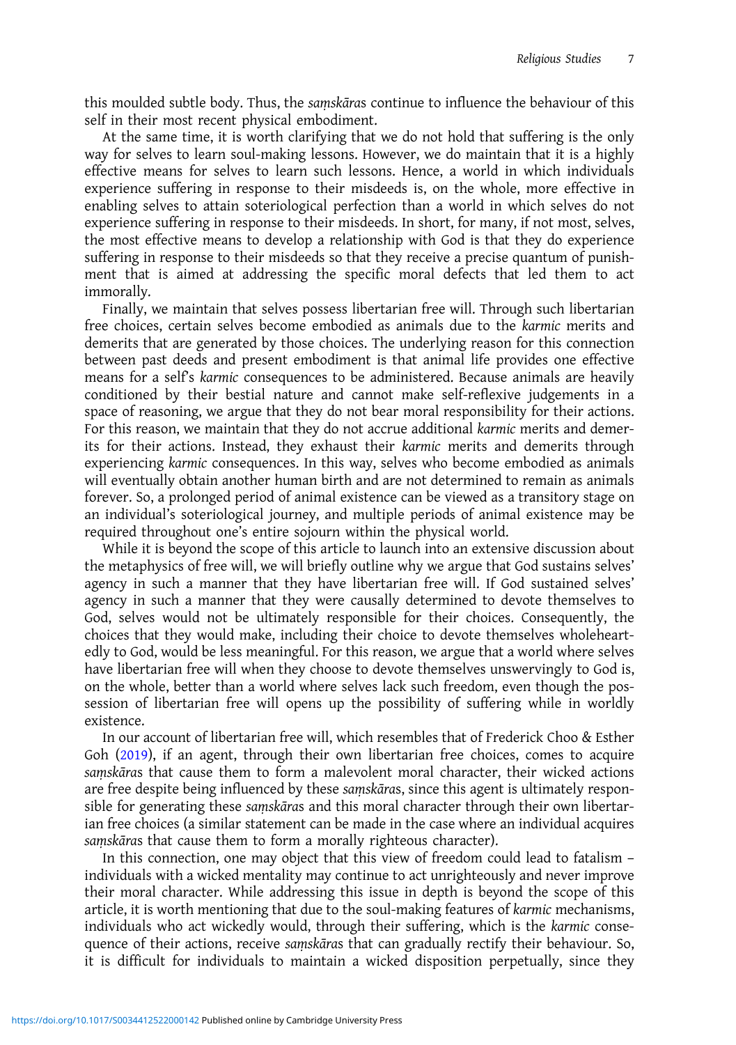this moulded subtle body. Thus, the *saṃskāras* continue to influence the behaviour of this self in their most recent physical embodiment.

At the same time, it is worth clarifying that we do not hold that suffering is the only way for selves to learn soul-making lessons. However, we do maintain that it is a highly effective means for selves to learn such lessons. Hence, a world in which individuals experience suffering in response to their misdeeds is, on the whole, more effective in enabling selves to attain soteriological perfection than a world in which selves do not experience suffering in response to their misdeeds. In short, for many, if not most, selves, the most effective means to develop a relationship with God is that they do experience suffering in response to their misdeeds so that they receive a precise quantum of punishment that is aimed at addressing the specific moral defects that led them to act immorally.

Finally, we maintain that selves possess libertarian free will. Through such libertarian free choices, certain selves become embodied as animals due to the *karmic* merits and demerits that are generated by those choices. The underlying reason for this connection between past deeds and present embodiment is that animal life provides one effective means for a self's *karmic* consequences to be administered. Because animals are heavily conditioned by their bestial nature and cannot make self-reflexive judgements in a space of reasoning, we argue that they do not bear moral responsibility for their actions. For this reason, we maintain that they do not accrue additional *karmic* merits and demerits for their actions. Instead, they exhaust their *karmic* merits and demerits through experiencing *karmic* consequences. In this way, selves who become embodied as animals will eventually obtain another human birth and are not determined to remain as animals forever. So, a prolonged period of animal existence can be viewed as a transitory stage on an individual's soteriological journey, and multiple periods of animal existence may be required throughout one's entire sojourn within the physical world.

While it is beyond the scope of this article to launch into an extensive discussion about the metaphysics of free will, we will briefly outline why we argue that God sustains selves' agency in such a manner that they have libertarian free will. If God sustained selves' agency in such a manner that they were causally determined to devote themselves to God, selves would not be ultimately responsible for their choices. Consequently, the choices that they would make, including their choice to devote themselves wholeheartedly to God, would be less meaningful. For this reason, we argue that a world where selves have libertarian free will when they choose to devote themselves unswervingly to God is, on the whole, better than a world where selves lack such freedom, even though the possession of libertarian free will opens up the possibility of suffering while in worldly existence.

In our account of libertarian free will, which resembles that of Frederick Choo & Esther Goh (2019), if an agent, through their own libertarian free choices, comes to acquire *saṃskāras* that cause them to form a malevolent moral character, their wicked actions are free despite being influenced by these *saṃskāras*, since this agent is ultimately responsible for generating these *saṃskāras* and this moral character through their own libertarian free choices (a similar statement can be made in the case where an individual acquires *saṃskāras* that cause them to form a morally righteous character).

In this connection, one may object that this view of freedom could lead to fatalism – individuals with a wicked mentality may continue to act unrighteously and never improve their moral character. While addressing this issue in depth is beyond the scope of this article, it is worth mentioning that due to the soul-making features of *karmic* mechanisms, individuals who act wickedly would, through their suffering, which is the *karmic* consequence of their actions, receive *saṃskāras* that can gradually rectify their behaviour. So, it is difficult for individuals to maintain a wicked disposition perpetually, since they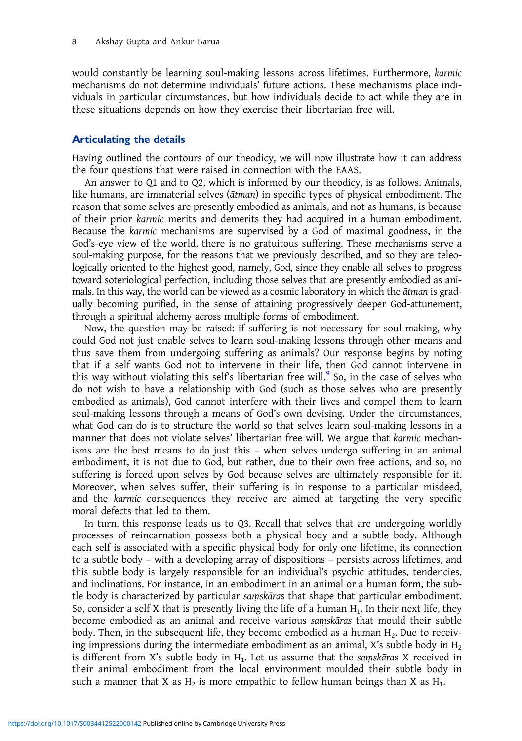would constantly be learning soul-making lessons across lifetimes. Furthermore, *karmic* mechanisms do not determine individuals' future actions. These mechanisms place individuals in particular circumstances, but how individuals decide to act while they are in these situations depends on how they exercise their libertarian free will.

## Articulating the details

Having outlined the contours of our theodicy, we will now illustrate how it can address the four questions that were raised in connection with the EAAS.

An answer to Q1 and to Q2, which is informed by our theodicy, is as follows. Animals, like humans, are immaterial selves (*ātman*) in specific types of physical embodiment. The reason that some selves are presently embodied as animals, and not as humans, is because of their prior *karmic* merits and demerits they had acquired in a human embodiment. Because the *karmic* mechanisms are supervised by a God of maximal goodness, in the God's-eye view of the world, there is no gratuitous suffering. These mechanisms serve a soul-making purpose, for the reasons that we previously described, and so they are teleologically oriented to the highest good, namely, God, since they enable all selves to progress toward soteriological perfection, including those selves that are presently embodied as animals. In this way, the world can be viewed as a cosmic laboratory in which the *ātman* is gradually becoming purified, in the sense of attaining progressively deeper God-attunement, through a spiritual alchemy across multiple forms of embodiment.

Now, the question may be raised: if suffering is not necessary for soul-making, why could God not just enable selves to learn soul-making lessons through other means and thus save them from undergoing suffering as animals? Our response begins by noting that if a self wants God not to intervene in their life, then God cannot intervene in this way without violating this self's libertarian free will.[9] So, in the case of selves who do not wish to have a relationship with God (such as those selves who are presently embodied as animals), God cannot interfere with their lives and compel them to learn soul-making lessons through a means of God's own devising. Under the circumstances, what God can do is to structure the world so that selves learn soul-making lessons in a manner that does not violate selves' libertarian free will. We argue that *karmic* mechanisms are the best means to do just this – when selves undergo suffering in an animal embodiment, it is not due to God, but rather, due to their own free actions, and so, no suffering is forced upon selves by God because selves are ultimately responsible for it. Moreover, when selves suffer, their suffering is in response to a particular misdeed, and the *karmic* consequences they receive are aimed at targeting the very specific moral defects that led to them.

In turn, this response leads us to Q3. Recall that selves that are undergoing worldly processes of reincarnation possess both a physical body and a subtle body. Although each self is associated with a specific physical body for only one lifetime, its connection to a subtle body – with a developing array of dispositions – persists across lifetimes, and this subtle body is largely responsible for an individual's psychic attitudes, tendencies, and inclinations. For instance, in an embodiment in an animal or a human form, the subtle body is characterized by particular *saṃskāras* that shape that particular embodiment. So, consider a self X that is presently living the life of a human $H_1$. In their next life, they become embodied as an animal and receive various *saṃskāras* that mould their subtle body. Then, in the subsequent life, they become embodied as a human $H_2$. Due to receiving impressions during the intermediate embodiment as an animal, X's subtle body in $H_2$ is different from X's subtle body in $H_1$. Let us assume that the *saṃskāras* X received in their animal embodiment from the local environment moulded their subtle body in such a manner that X as $H_2$ is more empathic to fellow human beings than X as $H_1$.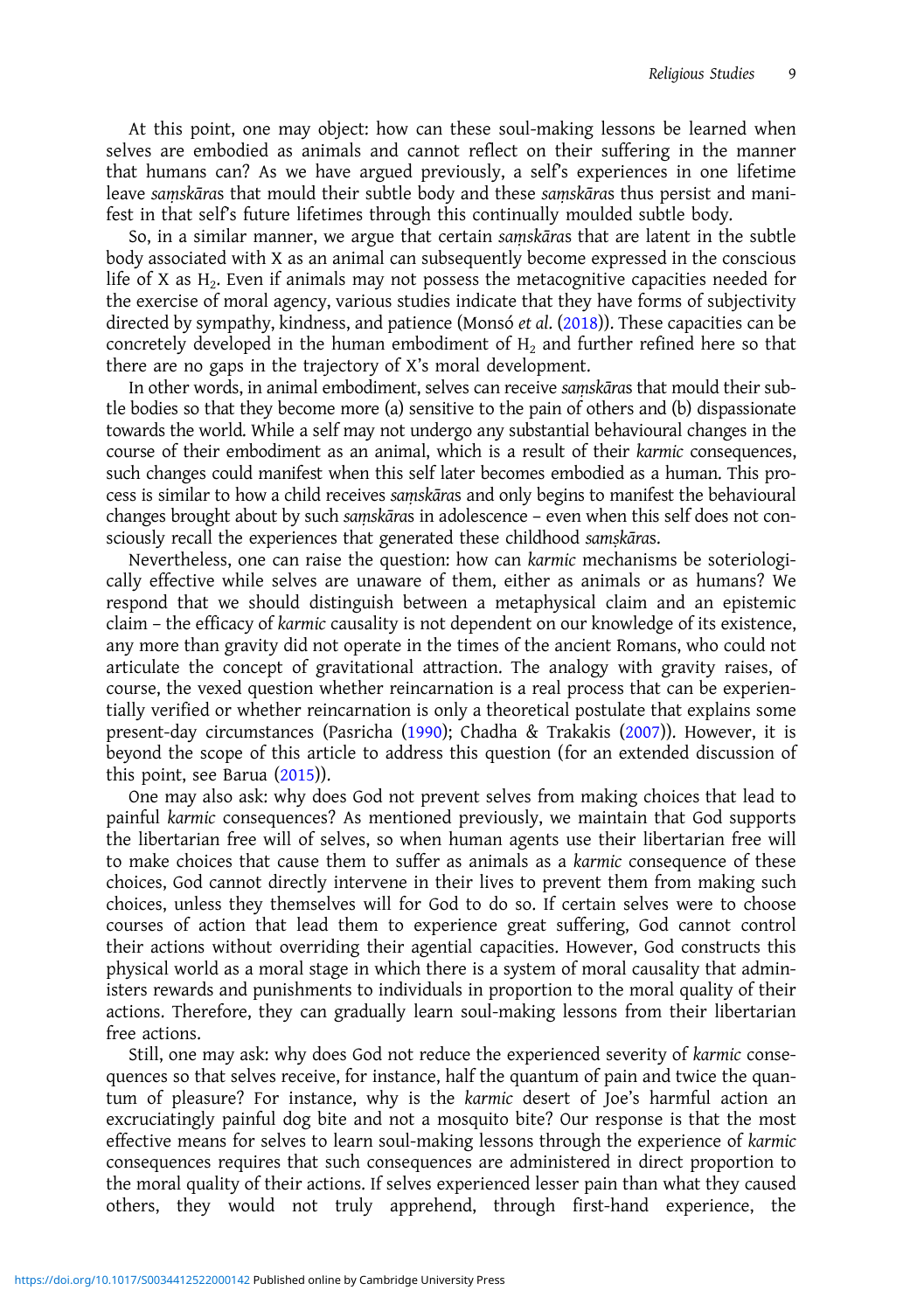At this point, one may object: how can these soul-making lessons be learned when selves are embodied as animals and cannot reflect on their suffering in the manner that humans can? As we have argued previously, a self's experiences in one lifetime leave *saṃskāras* that mould their subtle body and these *saṃskāras* thus persist and manifest in that self's future lifetimes through this continually moulded subtle body.

So, in a similar manner, we argue that certain *saṃskāras* that are latent in the subtle body associated with X as an animal can subsequently become expressed in the conscious life of X as $H_2$. Even if animals may not possess the metacognitive capacities needed for the exercise of moral agency, various studies indicate that they have forms of subjectivity directed by sympathy, kindness, and patience (Monsó *et al*. (2018)). These capacities can be concretely developed in the human embodiment of $H_2$ and further refined here so that there are no gaps in the trajectory of X's moral development.

In other words, in animal embodiment, selves can receive *saṃskāras* that mould their subtle bodies so that they become more (a) sensitive to the pain of others and (b) dispassionate towards the world. While a self may not undergo any substantial behavioural changes in the course of their embodiment as an animal, which is a result of their *karmic* consequences, such changes could manifest when this self later becomes embodied as a human. This process is similar to how a child receives *saṃskāras* and only begins to manifest the behavioural changes brought about by such *saṃskāras* in adolescence – even when this self does not consciously recall the experiences that generated these childhood *samskāras*.

Nevertheless, one can raise the question: how can *karmic* mechanisms be soteriologically effective while selves are unaware of them, either as animals or as humans? We respond that we should distinguish between a metaphysical claim and an epistemic claim – the efficacy of *karmic* causality is not dependent on our knowledge of its existence, any more than gravity did not operate in the times of the ancient Romans, who could not articulate the concept of gravitational attraction. The analogy with gravity raises, of course, the vexed question whether reincarnation is a real process that can be experientially verified or whether reincarnation is only a theoretical postulate that explains some present-day circumstances (Pasricha (1990); Chadha & Trakakis (2007)). However, it is beyond the scope of this article to address this question (for an extended discussion of this point, see Barua (2015)).

One may also ask: why does God not prevent selves from making choices that lead to painful *karmic* consequences? As mentioned previously, we maintain that God supports the libertarian free will of selves, so when human agents use their libertarian free will to make choices that cause them to suffer as animals as a *karmic* consequence of these choices, God cannot directly intervene in their lives to prevent them from making such choices, unless they themselves will for God to do so. If certain selves were to choose courses of action that lead them to experience great suffering, God cannot control their actions without overriding their agential capacities. However, God constructs this physical world as a moral stage in which there is a system of moral causality that administers rewards and punishments to individuals in proportion to the moral quality of their actions. Therefore, they can gradually learn soul-making lessons from their libertarian free actions.

Still, one may ask: why does God not reduce the experienced severity of *karmic* consequences so that selves receive, for instance, half the quantum of pain and twice the quantum of pleasure? For instance, why is the *karmic* desert of Joe's harmful action an excruciatingly painful dog bite and not a mosquito bite? Our response is that the most effective means for selves to learn soul-making lessons through the experience of *karmic* consequences requires that such consequences are administered in direct proportion to the moral quality of their actions. If selves experienced lesser pain than what they caused others, they would not truly apprehend, through first-hand experience, the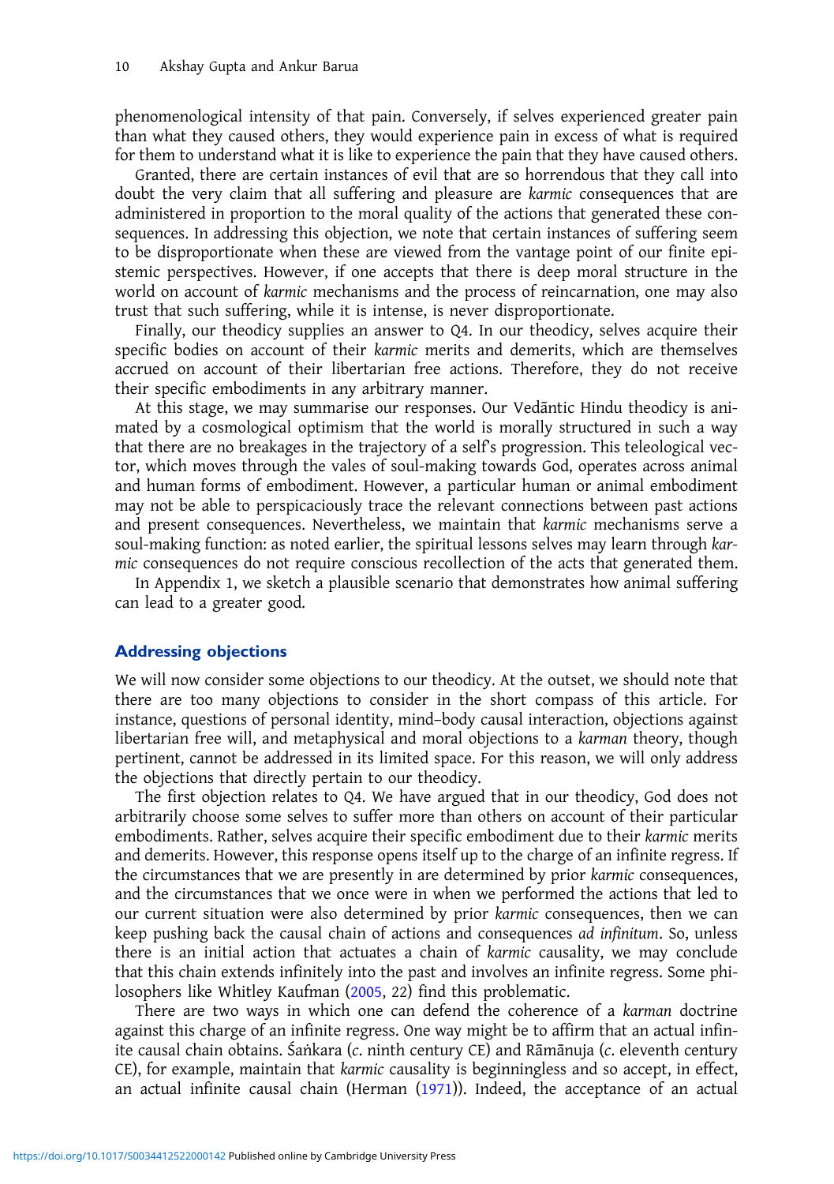phenomenological intensity of that pain. Conversely, if selves experienced greater pain than what they caused others, they would experience pain in excess of what is required for them to understand what it is like to experience the pain that they have caused others.

Granted, there are certain instances of evil that are so horrendous that they call into doubt the very claim that all suffering and pleasure are *karmic* consequences that are administered in proportion to the moral quality of the actions that generated these consequences. In addressing this objection, we note that certain instances of suffering seem to be disproportionate when these are viewed from the vantage point of our finite epistemic perspectives. However, if one accepts that there is deep moral structure in the world on account of *karmic* mechanisms and the process of reincarnation, one may also trust that such suffering, while it is intense, is never disproportionate.

Finally, our theodicy supplies an answer to Q4. In our theodicy, selves acquire their specific bodies on account of their *karmic* merits and demerits, which are themselves accrued on account of their libertarian free actions. Therefore, they do not receive their specific embodiments in any arbitrary manner.

At this stage, we may summarise our responses. Our Vedāntic Hindu theodicy is animated by a cosmological optimism that the world is morally structured in such a way that there are no breakages in the trajectory of a self's progression. This teleological vector, which moves through the vales of soul-making towards God, operates across animal and human forms of embodiment. However, a particular human or animal embodiment may not be able to perspicaciously trace the relevant connections between past actions and present consequences. Nevertheless, we maintain that *karmic* mechanisms serve a soul-making function: as noted earlier, the spiritual lessons selves may learn through *karmic* consequences do not require conscious recollection of the acts that generated them.

In Appendix 1, we sketch a plausible scenario that demonstrates how animal suffering can lead to a greater good.

## Addressing objections

We will now consider some objections to our theodicy. At the outset, we should note that there are too many objections to consider in the short compass of this article. For instance, questions of personal identity, mind–body causal interaction, objections against libertarian free will, and metaphysical and moral objections to a *karman* theory, though pertinent, cannot be addressed in its limited space. For this reason, we will only address the objections that directly pertain to our theodicy.

The first objection relates to Q4. We have argued that in our theodicy, God does not arbitrarily choose some selves to suffer more than others on account of their particular embodiments. Rather, selves acquire their specific embodiment due to their *karmic* merits and demerits. However, this response opens itself up to the charge of an infinite regress. If the circumstances that we are presently in are determined by prior *karmic* consequences, and the circumstances that we once were in when we performed the actions that led to our current situation were also determined by prior *karmic* consequences, then we can keep pushing back the causal chain of actions and consequences *ad infinitum*. So, unless there is an initial action that actuates a chain of *karmic* causality, we may conclude that this chain extends infinitely into the past and involves an infinite regress. Some philosophers like Whitley Kaufman (2005, 22) find this problematic.

There are two ways in which one can defend the coherence of a *karman* doctrine against this charge of an infinite regress. One way might be to affirm that an actual infinite causal chain obtains. Śaṅkara (*c*. ninth century CE) and Rāmānuja (*c*. eleventh century CE), for example, maintain that *karmic* causality is beginningless and so accept, in effect, an actual infinite causal chain (Herman (1971)). Indeed, the acceptance of an actual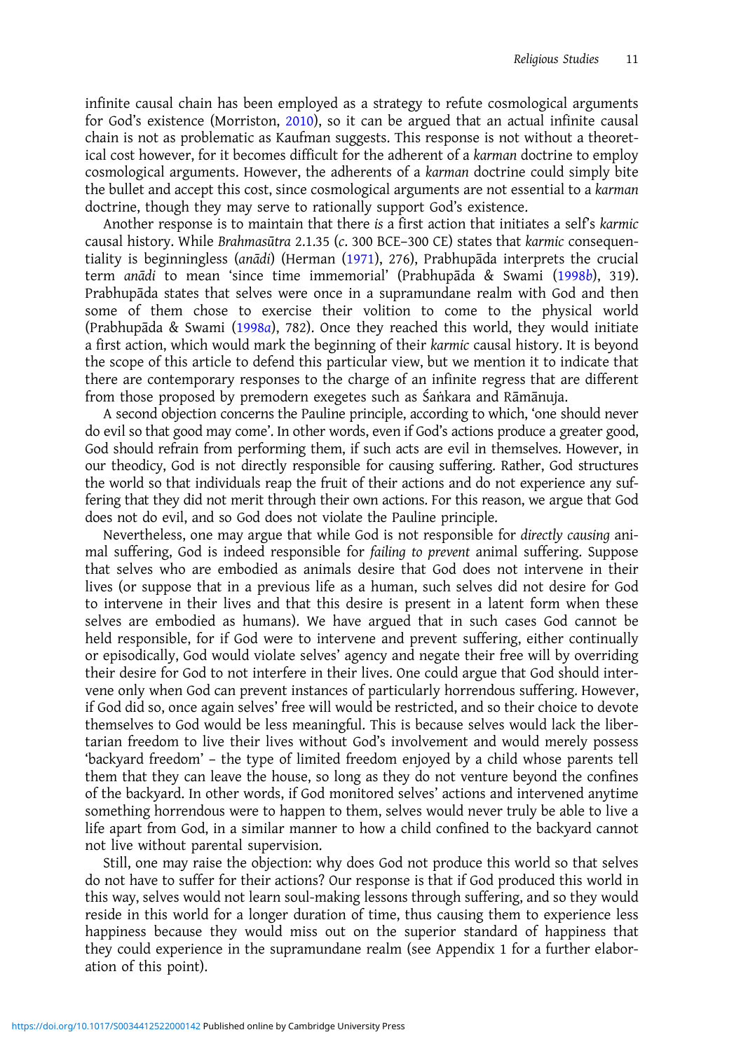infinite causal chain has been employed as a strategy to refute cosmological arguments for God's existence (Morriston, 2010), so it can be argued that an actual infinite causal chain is not as problematic as Kaufman suggests. This response is not without a theoretical cost however, for it becomes difficult for the adherent of a *karman* doctrine to employ cosmological arguments. However, the adherents of a *karman* doctrine could simply bite the bullet and accept this cost, since cosmological arguments are not essential to a *karman* doctrine, though they may serve to rationally support God's existence.

Another response is to maintain that there *is* a first action that initiates a self's *karmic* causal history. While *Brahmasūtra* 2.1.35 (*c.* 300 BCE–300 CE) states that *karmic* consequentiality is beginningless (*anādi*) (Herman (1971), 276), Prabhupāda interprets the crucial term *anādi* to mean 'since time immemorial' (Prabhupāda & Swami (1998*b*), 319). Prabhupāda states that selves were once in a supramundane realm with God and then some of them chose to exercise their volition to come to the physical world (Prabhupāda & Swami (1998*a*), 782). Once they reached this world, they would initiate a first action, which would mark the beginning of their *karmic* causal history. It is beyond the scope of this article to defend this particular view, but we mention it to indicate that there are contemporary responses to the charge of an infinite regress that are different from those proposed by premodern exegetes such as Śaṅkara and Rāmānuja.

A second objection concerns the Pauline principle, according to which, 'one should never do evil so that good may come'. In other words, even if God's actions produce a greater good, God should refrain from performing them, if such acts are evil in themselves. However, in our theodicy, God is not directly responsible for causing suffering. Rather, God structures the world so that individuals reap the fruit of their actions and do not experience any suffering that they did not merit through their own actions. For this reason, we argue that God does not do evil, and so God does not violate the Pauline principle.

Nevertheless, one may argue that while God is not responsible for *directly causing* animal suffering, God is indeed responsible for *failing to prevent* animal suffering. Suppose that selves who are embodied as animals desire that God does not intervene in their lives (or suppose that in a previous life as a human, such selves did not desire for God to intervene in their lives and that this desire is present in a latent form when these selves are embodied as humans). We have argued that in such cases God cannot be held responsible, for if God were to intervene and prevent suffering, either continually or episodically, God would violate selves' agency and negate their free will by overriding their desire for God to not interfere in their lives. One could argue that God should intervene only when God can prevent instances of particularly horrendous suffering. However, if God did so, once again selves' free will would be restricted, and so their choice to devote themselves to God would be less meaningful. This is because selves would lack the libertarian freedom to live their lives without God's involvement and would merely possess 'backyard freedom' – the type of limited freedom enjoyed by a child whose parents tell them that they can leave the house, so long as they do not venture beyond the confines of the backyard. In other words, if God monitored selves' actions and intervened anytime something horrendous were to happen to them, selves would never truly be able to live a life apart from God, in a similar manner to how a child confined to the backyard cannot not live without parental supervision.

Still, one may raise the objection: why does God not produce this world so that selves do not have to suffer for their actions? Our response is that if God produced this world in this way, selves would not learn soul-making lessons through suffering, and so they would reside in this world for a longer duration of time, thus causing them to experience less happiness because they would miss out on the superior standard of happiness that they could experience in the supramundane realm (see Appendix 1 for a further elaboration of this point).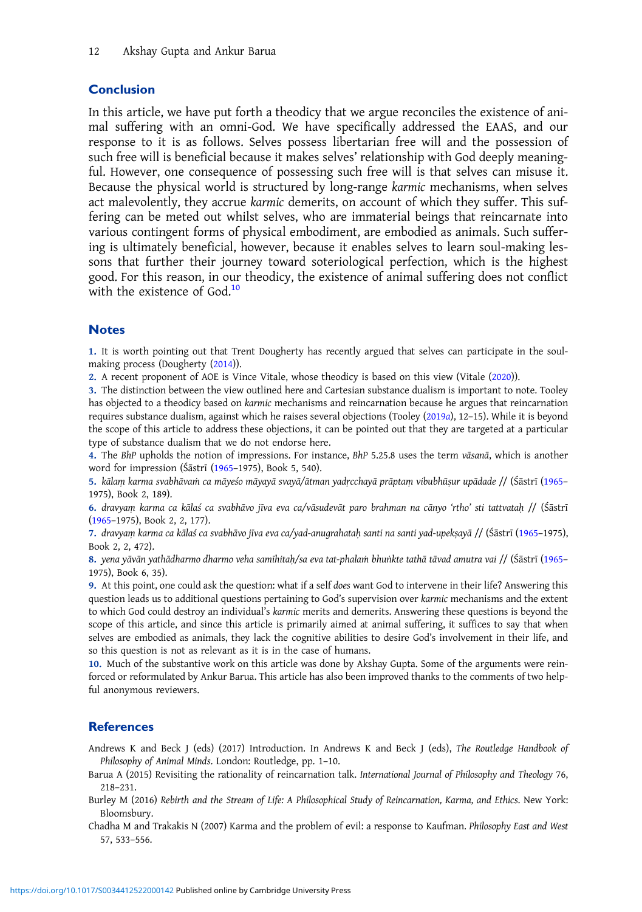## Conclusion

In this article, we have put forth a theodicy that we argue reconciles the existence of animal suffering with an omni-God. We have specifically addressed the EAAS, and our response to it is as follows. Selves possess libertarian free will and the possession of such free will is beneficial because it makes selves' relationship with God deeply meaningful. However, one consequence of possessing such free will is that selves can misuse it. Because the physical world is structured by long-range *karmic* mechanisms, when selves act malevolently, they accrue *karmic* demerits, on account of which they suffer. This suffering can be meted out whilst selves, who are immaterial beings that reincarnate into various contingent forms of physical embodiment, are embodied as animals. Such suffering is ultimately beneficial, however, because it enables selves to learn soul-making lessons that further their journey toward soteriological perfection, which is the highest good. For this reason, in our theodicy, the existence of animal suffering does not conflict with the existence of God.[10]

## Notes

1. It is worth pointing out that Trent Dougherty has recently argued that selves can participate in the soul-making process (Dougherty (2014)).
2. A recent proponent of AOE is Vince Vitale, whose theodicy is based on this view (Vitale (2020)).
3. The distinction between the view outlined here and Cartesian substance dualism is important to note. Tooley has objected to a theodicy based on *karmic* mechanisms and reincarnation because he argues that reincarnation requires substance dualism, against which he raises several objections (Tooley (2019*a*), 12–15). While it is beyond the scope of this article to address these objections, it can be pointed out that they are targeted at a particular type of substance dualism that we do not endorse here.
4. The *BhP* upholds the notion of impressions. For instance, *BhP* 5.25.8 uses the term *vāsanā*, which is another word for impression (Śāstrī (1965–1975), Book 5, 540).
5. *kālaṃ karma svabhāvaṁ ca māyeśo māyayā svayā/ātman yadṛcchayā prāptaṃ vibubhūṣur upādade* // (Śāstrī (1965–1975), Book 2, 189).
6. *dravyaṃ karma ca kālaś ca svabhāvo jīva eva ca/vāsudevāt paro brahman na cānyo 'rtho' sti tattvataḥ* // (Śāstrī (1965–1975), Book 2, 2, 177).
7. *dravyaṃ karma ca kālaś ca svabhāvo jīva eva ca/yad-anugrahataḥ santi na santi yad-upekṣayā* // (Śāstrī (1965–1975), Book 2, 2, 472).
8. *yena yāvān yathādharmo dharmo veha samīhitaḥ/sa eva tat-phalaṁ bhuṅkte tathā tāvad amutra vai* // (Śāstrī (1965–1975), Book 6, 35).
9. At this point, one could ask the question: what if a self *does* want God to intervene in their life? Answering this question leads us to additional questions pertaining to God's supervision over *karmic* mechanisms and the extent to which God could destroy an individual's *karmic* merits and demerits. Answering these questions is beyond the scope of this article, and since this article is primarily aimed at animal suffering, it suffices to say that when selves are embodied as animals, they lack the cognitive abilities to desire God's involvement in their life, and so this question is not as relevant as it is in the case of humans.
10. Much of the substantive work on this article was done by Akshay Gupta. Some of the arguments were reinforced or reformulated by Ankur Barua. This article has also been improved thanks to the comments of two helpful anonymous reviewers.

## References

Andrews K and Beck J (eds) (2017) Introduction. In Andrews K and Beck J (eds), *The Routledge Handbook of Philosophy of Animal Minds*. London: Routledge, pp. 1–10.

Barua A (2015) Revisiting the rationality of reincarnation talk. *International Journal of Philosophy and Theology* 76, 218–231.

Burley M (2016) *Rebirth and the Stream of Life: A Philosophical Study of Reincarnation, Karma, and Ethics*. New York: Bloomsbury.

Chadha M and Trakakis N (2007) Karma and the problem of evil: a response to Kaufman. *Philosophy East and West* 57, 533–556.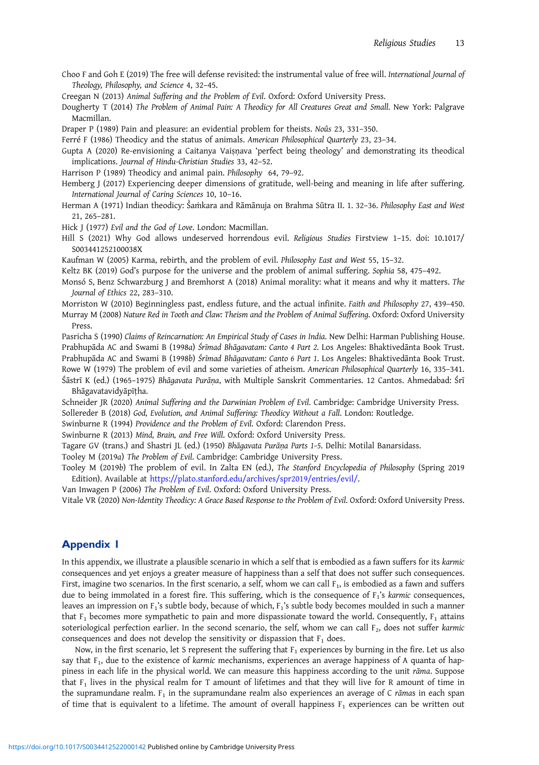Choo F and Goh E (2019) The free will defense revisited: the instrumental value of free will. *International Journal of Theology, Philosophy, and Science* 4, 32–45.

Creegan N (2013) *Animal Suffering and the Problem of Evil*. Oxford: Oxford University Press.

Dougherty T (2014) *The Problem of Animal Pain: A Theodicy for All Creatures Great and Small*. New York: Palgrave Macmillan.

Draper P (1989) Pain and pleasure: an evidential problem for theists. *Noûs* 23, 331–350.

Ferré F (1986) Theodicy and the status of animals. *American Philosophical Quarterly* 23, 23–34.

Gupta A (2020) Re-envisioning a Caitanya Vaiṣṇava 'perfect being theology' and demonstrating its theodical implications. *Journal of Hindu-Christian Studies* 33, 42–52.

Harrison P (1989) Theodicy and animal pain. *Philosophy* 64, 79–92.

Hemberg J (2017) Experiencing deeper dimensions of gratitude, well-being and meaning in life after suffering. *International Journal of Caring Sciences* 10, 10–16.

Herman A (1971) Indian theodicy: Śaṁkara and Rāmānuja on Brahma Sūtra II. 1. 32–36. *Philosophy East and West* 21, 265–281.

Hick J (1977) *Evil and the God of Love*. London: Macmillan.

Hill S (2021) Why God allows undeserved horrendous evil. *Religious Studies* Firstview 1–15. doi: 10.1017/S003441252100038X

Kaufman W (2005) Karma, rebirth, and the problem of evil. *Philosophy East and West* 55, 15–32.

Keltz BK (2019) God's purpose for the universe and the problem of animal suffering. *Sophia* 58, 475–492.

Monsó S, Benz Schwarzburg J and Bremhorst A (2018) Animal morality: what it means and why it matters. *The Journal of Ethics* 22, 283–310.

Morriston W (2010) Beginningless past, endless future, and the actual infinite. *Faith and Philosophy* 27, 439–450.

Murray M (2008) *Nature Red in Tooth and Claw: Theism and the Problem of Animal Suffering*. Oxford: Oxford University Press.

Pasricha S (1990) *Claims of Reincarnation: An Empirical Study of Cases in India*. New Delhi: Harman Publishing House.

Prabhupāda AC and Swami B (1998*a*) *Śrīmad Bhāgavatam: Canto 4 Part 2*. Los Angeles: Bhaktivedānta Book Trust.

Prabhupāda AC and Swami B (1998*b*) *Śrīmad Bhāgavatam: Canto 6 Part 1*. Los Angeles: Bhaktivedānta Book Trust.

Rowe W (1979) The problem of evil and some varieties of atheism. *American Philosophical Quarterly* 16, 335–341.

Śāstrī K (ed.) (1965–1975) *Bhāgavata Purāṇa*, with Multiple Sanskrit Commentaries. 12 Cantos. Ahmedabad: Śrī Bhāgavatavidyāpīṭha.

Schneider JR (2020) *Animal Suffering and the Darwinian Problem of Evil*. Cambridge: Cambridge University Press.

Sollereder B (2018) *God, Evolution, and Animal Suffering: Theodicy Without a Fall*. London: Routledge.

Swinburne R (1994) *Providence and the Problem of Evil*. Oxford: Clarendon Press.

Swinburne R (2013) *Mind, Brain, and Free Will*. Oxford: Oxford University Press.

Tagare GV (trans.) and Shastri JL (ed.) (1950) *Bhāgavata Purāṇa Parts 1–5*. Delhi: Motilal Banarsidass.

Tooley M (2019*a*) *The Problem of Evil*. Cambridge: Cambridge University Press.

Tooley M (2019*b*) The problem of evil. In Zalta EN (ed.), *The Stanford Encyclopedia of Philosophy* (Spring 2019 Edition). Available at https://plato.stanford.edu/archives/spr2019/entries/evil/.

Van Inwagen P (2006) *The Problem of Evil*. Oxford: Oxford University Press.

Vitale VR (2020) *Non-Identity Theodicy: A Grace Based Response to the Problem of Evil*. Oxford: Oxford University Press.

## Appendix I

In this appendix, we illustrate a plausible scenario in which a self that is embodied as a fawn suffers for its *karmic* consequences and yet enjoys a greater measure of happiness than a self that does not suffer such consequences. First, imagine two scenarios. In the first scenario, a self, whom we can call $F_1$, is embodied as a fawn and suffers due to being immolated in a forest fire. This suffering, which is the consequence of $F_1$'s *karmic* consequences, leaves an impression on $F_1$'s subtle body, because of which, $F_1$'s subtle body becomes moulded in such a manner that $F_1$ becomes more sympathetic to pain and more dispassionate toward the world. Consequently, $F_1$ attains soteriological perfection earlier. In the second scenario, the self, whom we can call $F_2$, does not suffer *karmic* consequences and does not develop the sensitivity or dispassion that $F_1$ does.

Now, in the first scenario, let S represent the suffering that $F_1$ experiences by burning in the fire. Let us also say that $F_1$, due to the existence of *karmic* mechanisms, experiences an average happiness of A quanta of happiness in each life in the physical world. We can measure this happiness according to the unit *rāma*. Suppose that $F_1$ lives in the physical realm for T amount of lifetimes and that they will live for R amount of time in the supramundane realm. $F_1$ in the supramundane realm also experiences an average of C *rāmas* in each span of time that is equivalent to a lifetime. The amount of overall happiness $F_1$ experiences can be written out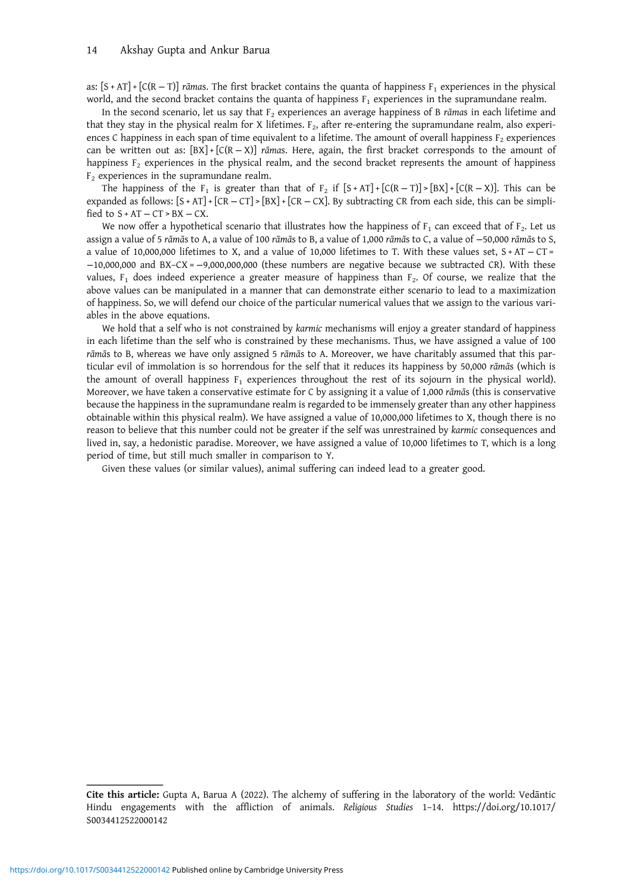as: $[S + AT] + [C(R - T)]$ *rāmas*. The first bracket contains the quanta of happiness $F_1$ experiences in the physical world, and the second bracket contains the quanta of happiness $F_1$ experiences in the supramundane realm.

In the second scenario, let us say that $F_2$ experiences an average happiness of B *rāmas* in each lifetime and that they stay in the physical realm for X lifetimes. $F_2$, after re-entering the supramundane realm, also experiences C happiness in each span of time equivalent to a lifetime. The amount of overall happiness $F_2$ experiences can be written out as: $[BX] + [C(R - X)]$ *rāmas*. Here, again, the first bracket corresponds to the amount of happiness $F_2$ experiences in the physical realm, and the second bracket represents the amount of happiness $F_2$ experiences in the supramundane realm.

The happiness of the $F_1$ is greater than that of $F_2$ if $[S + AT] + [C(R - T)] > [BX] + [C(R - X)]$. This can be expanded as follows: $[S + AT] + [CR - CT] > [BX] + [CR - CX]$. By subtracting CR from each side, this can be simplified to $S + AT - CT > BX - CX$.

We now offer a hypothetical scenario that illustrates how the happiness of $F_1$ can exceed that of $F_2$. Let us assign a value of 5 *rāmās* to A, a value of 100 *rāmās* to B, a value of 1,000 *rāmās* to C, a value of −50,000 *rāmās* to S, a value of 10,000,000 lifetimes to X, and a value of 10,000 lifetimes to T. With these values set, $S + AT - CT = -10{,}000{,}000$ and $BX - CX = -9{,}000{,}000{,}000$ (these numbers are negative because we subtracted CR). With these values, $F_1$ does indeed experience a greater measure of happiness than $F_2$. Of course, we realize that the above values can be manipulated in a manner that can demonstrate either scenario to lead to a maximization of happiness. So, we will defend our choice of the particular numerical values that we assign to the various variables in the above equations.

We hold that a self who is not constrained by *karmic* mechanisms will enjoy a greater standard of happiness in each lifetime than the self who is constrained by these mechanisms. Thus, we have assigned a value of 100 *rāmās* to B, whereas we have only assigned 5 *rāmās* to A. Moreover, we have charitably assumed that this particular evil of immolation is so horrendous for the self that it reduces its happiness by 50,000 *rāmās* (which is the amount of overall happiness $F_1$ experiences throughout the rest of its sojourn in the physical world). Moreover, we have taken a conservative estimate for C by assigning it a value of 1,000 *rāmās* (this is conservative because the happiness in the supramundane realm is regarded to be immensely greater than any other happiness obtainable within this physical realm). We have assigned a value of 10,000,000 lifetimes to X, though there is no reason to believe that this number could not be greater if the self was unrestrained by *karmic* consequences and lived in, say, a hedonistic paradise. Moreover, we have assigned a value of 10,000 lifetimes to T, which is a long period of time, but still much smaller in comparison to Y.

Given these values (or similar values), animal suffering can indeed lead to a greater good.

---

**Cite this article:** Gupta A, Barua A (2022). The alchemy of suffering in the laboratory of the world: Vedāntic Hindu engagements with the affliction of animals. *Religious Studies* 1–14. https://doi.org/10.1017/S0034412522000142